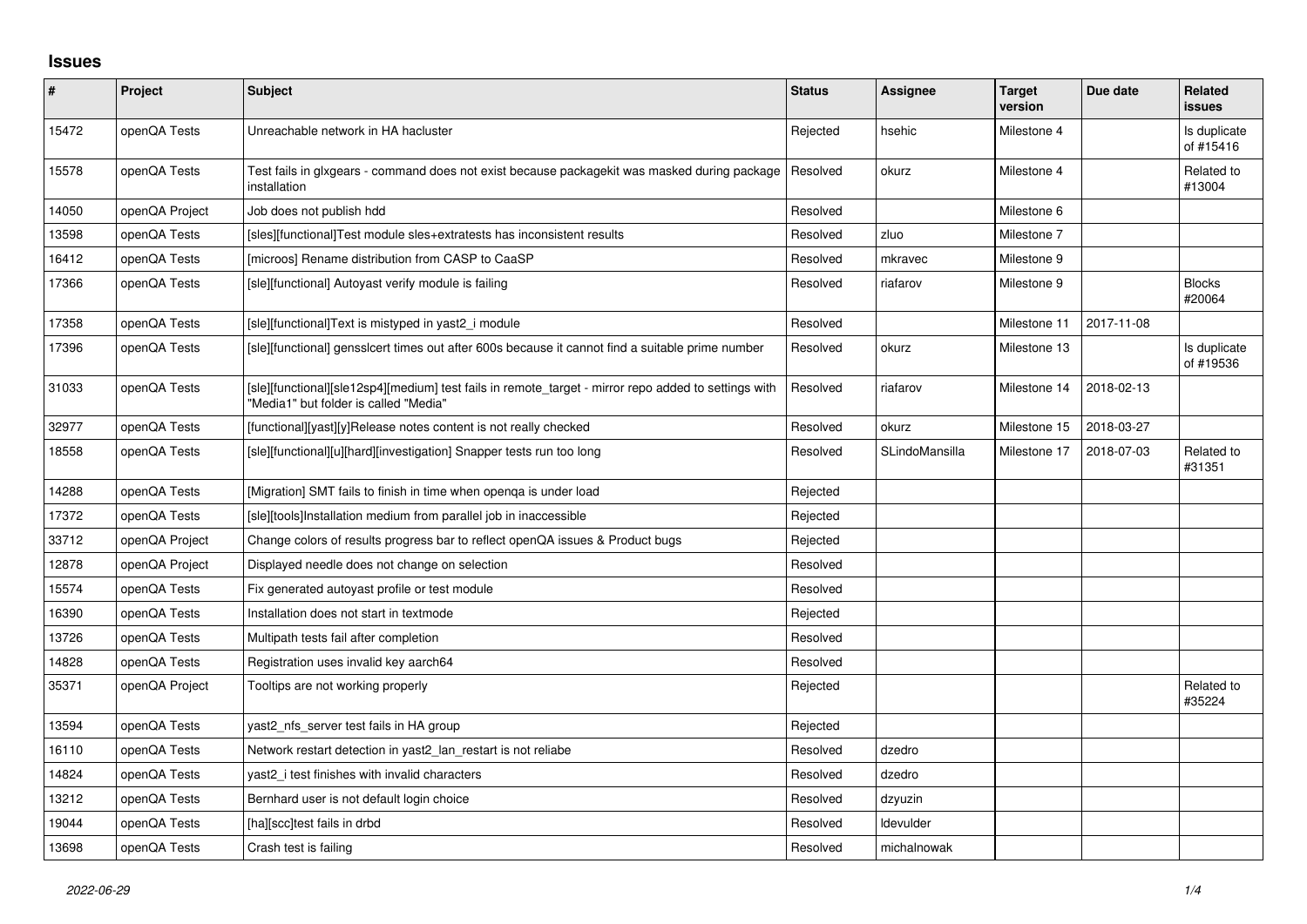# Issues

| # | Project | Subject | Status | Assignee | Target version | Due date | Related issues |
|---|---|---|---|---|---|---|---|
| 15472 | openQA Tests | Unreachable network in HA hacluster | Rejected | hsehic | Milestone 4 | | Is duplicate of #15416 |
| 15578 | openQA Tests | Test fails in glxgears - command does not exist because packagekit was masked during package installation | Resolved | okurz | Milestone 4 | | Related to #13004 |
| 14050 | openQA Project | Job does not publish hdd | Resolved | | Milestone 6 | | |
| 13598 | openQA Tests | [sles][functional]Test module sles+extratests has inconsistent results | Resolved | zluo | Milestone 7 | | |
| 16412 | openQA Tests | [microos] Rename distribution from CASP to CaaSP | Resolved | mkravec | Milestone 9 | | |
| 17366 | openQA Tests | [sle][functional] Autoyast verify module is failing | Resolved | riafarov | Milestone 9 | | Blocks #20064 |
| 17358 | openQA Tests | [sle][functional]Text is mistyped in yast2_i module | Resolved | | Milestone 11 | 2017-11-08 | |
| 17396 | openQA Tests | [sle][functional] gensslcert times out after 600s because it cannot find a suitable prime number | Resolved | okurz | Milestone 13 | | Is duplicate of #19536 |
| 31033 | openQA Tests | [sle][functional][sle12sp4][medium] test fails in remote_target - mirror repo added to settings with "Media1" but folder is called "Media" | Resolved | riafarov | Milestone 14 | 2018-02-13 | |
| 32977 | openQA Tests | [functional][yast][y]Release notes content is not really checked | Resolved | okurz | Milestone 15 | 2018-03-27 | |
| 18558 | openQA Tests | [sle][functional][u][hard][investigation] Snapper tests run too long | Resolved | SLindoMansilla | Milestone 17 | 2018-07-03 | Related to #31351 |
| 14288 | openQA Tests | [Migration] SMT fails to finish in time when openqa is under load | Rejected | | | | |
| 17372 | openQA Tests | [sle][tools]Installation medium from parallel job in inaccessible | Rejected | | | | |
| 33712 | openQA Project | Change colors of results progress bar to reflect openQA issues & Product bugs | Rejected | | | | |
| 12878 | openQA Project | Displayed needle does not change on selection | Resolved | | | | |
| 15574 | openQA Tests | Fix generated autoyast profile or test module | Resolved | | | | |
| 16390 | openQA Tests | Installation does not start in textmode | Rejected | | | | |
| 13726 | openQA Tests | Multipath tests fail after completion | Resolved | | | | |
| 14828 | openQA Tests | Registration uses invalid key aarch64 | Resolved | | | | |
| 35371 | openQA Project | Tooltips are not working properly | Rejected | | | | Related to #35224 |
| 13594 | openQA Tests | yast2_nfs_server test fails in HA group | Rejected | | | | |
| 16110 | openQA Tests | Network restart detection in yast2_lan_restart is not reliabe | Resolved | dzedro | | | |
| 14824 | openQA Tests | yast2_i test finishes with invalid characters | Resolved | dzedro | | | |
| 13212 | openQA Tests | Bernhard user is not default login choice | Resolved | dzyuzin | | | |
| 19044 | openQA Tests | [ha][scc]test fails in drbd | Resolved | ldevulder | | | |
| 13698 | openQA Tests | Crash test is failing | Resolved | michalnowak | | | |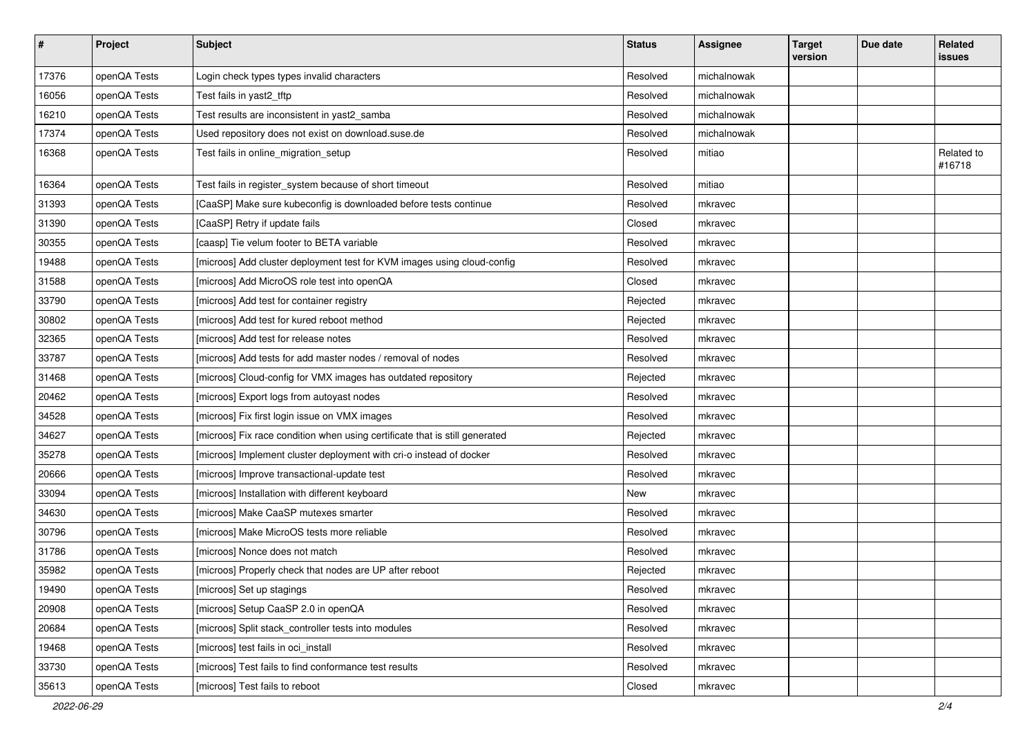| # | Project | Subject | Status | Assignee | Target version | Due date | Related issues |
|---|---|---|---|---|---|---|---|
| 17376 | openQA Tests | Login check types types invalid characters | Resolved | michalnowak | | | |
| 16056 | openQA Tests | Test fails in yast2_tftp | Resolved | michalnowak | | | |
| 16210 | openQA Tests | Test results are inconsistent in yast2_samba | Resolved | michalnowak | | | |
| 17374 | openQA Tests | Used repository does not exist on download.suse.de | Resolved | michalnowak | | | |
| 16368 | openQA Tests | Test fails in online_migration_setup | Resolved | mitiao | | | Related to #16718 |
| 16364 | openQA Tests | Test fails in register_system because of short timeout | Resolved | mitiao | | | |
| 31393 | openQA Tests | [CaaSP] Make sure kubeconfig is downloaded before tests continue | Resolved | mkravec | | | |
| 31390 | openQA Tests | [CaaSP] Retry if update fails | Closed | mkravec | | | |
| 30355 | openQA Tests | [caasp] Tie velum footer to BETA variable | Resolved | mkravec | | | |
| 19488 | openQA Tests | [microos] Add cluster deployment test for KVM images using cloud-config | Resolved | mkravec | | | |
| 31588 | openQA Tests | [microos] Add MicroOS role test into openQA | Closed | mkravec | | | |
| 33790 | openQA Tests | [microos] Add test for container registry | Rejected | mkravec | | | |
| 30802 | openQA Tests | [microos] Add test for kured reboot method | Rejected | mkravec | | | |
| 32365 | openQA Tests | [microos] Add test for release notes | Resolved | mkravec | | | |
| 33787 | openQA Tests | [microos] Add tests for add master nodes / removal of nodes | Resolved | mkravec | | | |
| 31468 | openQA Tests | [microos] Cloud-config for VMX images has outdated repository | Rejected | mkravec | | | |
| 20462 | openQA Tests | [microos] Export logs from autoyast nodes | Resolved | mkravec | | | |
| 34528 | openQA Tests | [microos] Fix first login issue on VMX images | Resolved | mkravec | | | |
| 34627 | openQA Tests | [microos] Fix race condition when using certificate that is still generated | Rejected | mkravec | | | |
| 35278 | openQA Tests | [microos] Implement cluster deployment with cri-o instead of docker | Resolved | mkravec | | | |
| 20666 | openQA Tests | [microos] Improve transactional-update test | Resolved | mkravec | | | |
| 33094 | openQA Tests | [microos] Installation with different keyboard | New | mkravec | | | |
| 34630 | openQA Tests | [microos] Make CaaSP mutexes smarter | Resolved | mkravec | | | |
| 30796 | openQA Tests | [microos] Make MicroOS tests more reliable | Resolved | mkravec | | | |
| 31786 | openQA Tests | [microos] Nonce does not match | Resolved | mkravec | | | |
| 35982 | openQA Tests | [microos] Properly check that nodes are UP after reboot | Rejected | mkravec | | | |
| 19490 | openQA Tests | [microos] Set up stagings | Resolved | mkravec | | | |
| 20908 | openQA Tests | [microos] Setup CaaSP 2.0 in openQA | Resolved | mkravec | | | |
| 20684 | openQA Tests | [microos] Split stack_controller tests into modules | Resolved | mkravec | | | |
| 19468 | openQA Tests | [microos] test fails in oci_install | Resolved | mkravec | | | |
| 33730 | openQA Tests | [microos] Test fails to find conformance test results | Resolved | mkravec | | | |
| 35613 | openQA Tests | [microos] Test fails to reboot | Closed | mkravec | | | |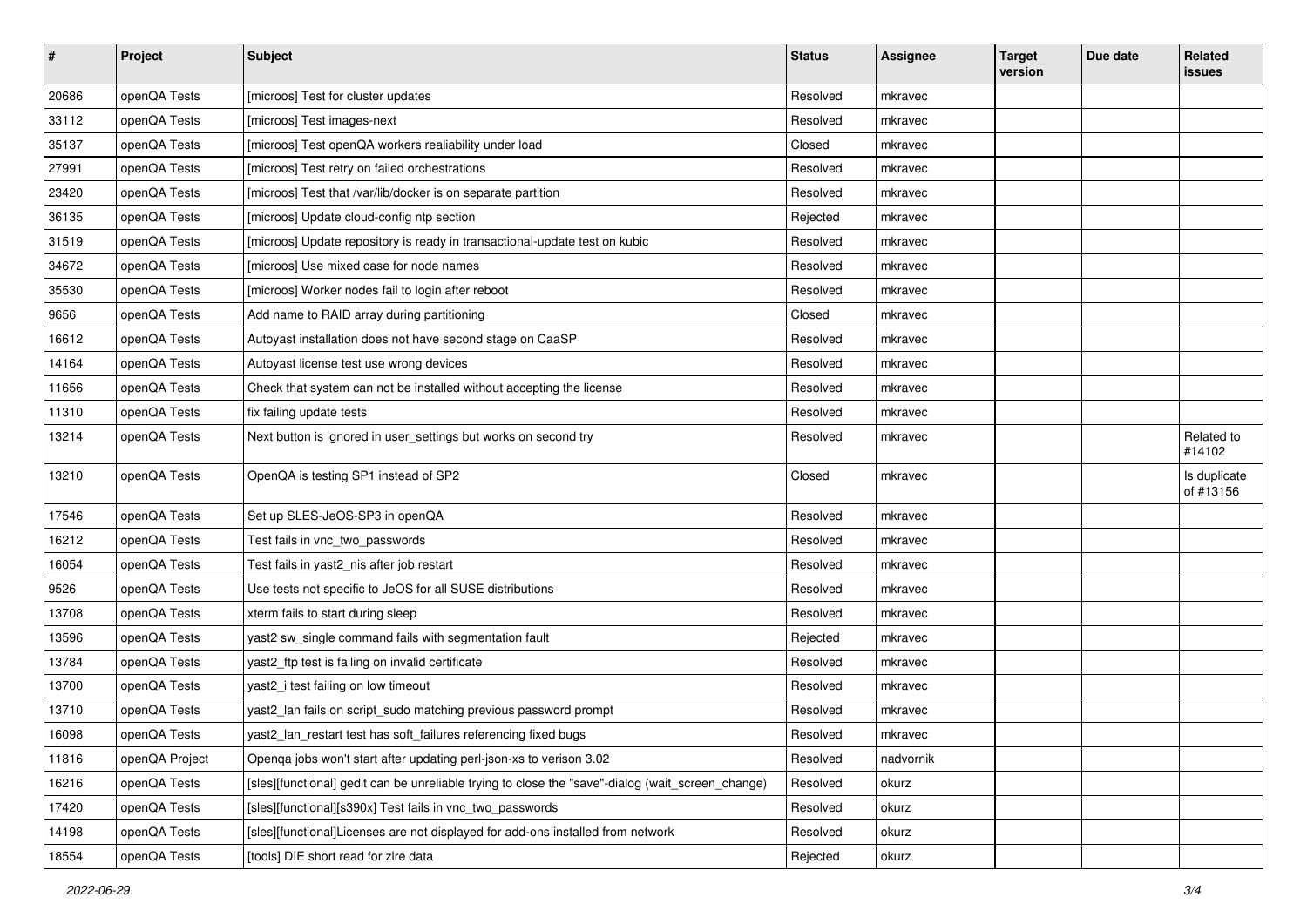| # | Project | Subject | Status | Assignee | Target version | Due date | Related issues |
|---|---|---|---|---|---|---|---|
| 20686 | openQA Tests | [microos] Test for cluster updates | Resolved | mkravec | | | |
| 33112 | openQA Tests | [microos] Test images-next | Resolved | mkravec | | | |
| 35137 | openQA Tests | [microos] Test openQA workers realiability under load | Closed | mkravec | | | |
| 27991 | openQA Tests | [microos] Test retry on failed orchestrations | Resolved | mkravec | | | |
| 23420 | openQA Tests | [microos] Test that /var/lib/docker is on separate partition | Resolved | mkravec | | | |
| 36135 | openQA Tests | [microos] Update cloud-config ntp section | Rejected | mkravec | | | |
| 31519 | openQA Tests | [microos] Update repository is ready in transactional-update test on kubic | Resolved | mkravec | | | |
| 34672 | openQA Tests | [microos] Use mixed case for node names | Resolved | mkravec | | | |
| 35530 | openQA Tests | [microos] Worker nodes fail to login after reboot | Resolved | mkravec | | | |
| 9656 | openQA Tests | Add name to RAID array during partitioning | Closed | mkravec | | | |
| 16612 | openQA Tests | Autoyast installation does not have second stage on CaaSP | Resolved | mkravec | | | |
| 14164 | openQA Tests | Autoyast license test use wrong devices | Resolved | mkravec | | | |
| 11656 | openQA Tests | Check that system can not be installed without accepting the license | Resolved | mkravec | | | |
| 11310 | openQA Tests | fix failing update tests | Resolved | mkravec | | | |
| 13214 | openQA Tests | Next button is ignored in user_settings but works on second try | Resolved | mkravec | | | Related to #14102 |
| 13210 | openQA Tests | OpenQA is testing SP1 instead of SP2 | Closed | mkravec | | | Is duplicate of #13156 |
| 17546 | openQA Tests | Set up SLES-JeOS-SP3 in openQA | Resolved | mkravec | | | |
| 16212 | openQA Tests | Test fails in vnc_two_passwords | Resolved | mkravec | | | |
| 16054 | openQA Tests | Test fails in yast2_nis after job restart | Resolved | mkravec | | | |
| 9526 | openQA Tests | Use tests not specific to JeOS for all SUSE distributions | Resolved | mkravec | | | |
| 13708 | openQA Tests | xterm fails to start during sleep | Resolved | mkravec | | | |
| 13596 | openQA Tests | yast2 sw_single command fails with segmentation fault | Rejected | mkravec | | | |
| 13784 | openQA Tests | yast2_ftp test is failing on invalid certificate | Resolved | mkravec | | | |
| 13700 | openQA Tests | yast2_i test failing on low timeout | Resolved | mkravec | | | |
| 13710 | openQA Tests | yast2_lan fails on script_sudo matching previous password prompt | Resolved | mkravec | | | |
| 16098 | openQA Tests | yast2_lan_restart test has soft_failures referencing fixed bugs | Resolved | mkravec | | | |
| 11816 | openQA Project | Openqa jobs won't start after updating perl-json-xs to verison 3.02 | Resolved | nadvornik | | | |
| 16216 | openQA Tests | [sles][functional] gedit can be unreliable trying to close the "save"-dialog (wait_screen_change) | Resolved | okurz | | | |
| 17420 | openQA Tests | [sles][functional][s390x] Test fails in vnc_two_passwords | Resolved | okurz | | | |
| 14198 | openQA Tests | [sles][functional]Licenses are not displayed for add-ons installed from network | Resolved | okurz | | | |
| 18554 | openQA Tests | [tools] DIE short read for zlre data | Rejected | okurz | | | |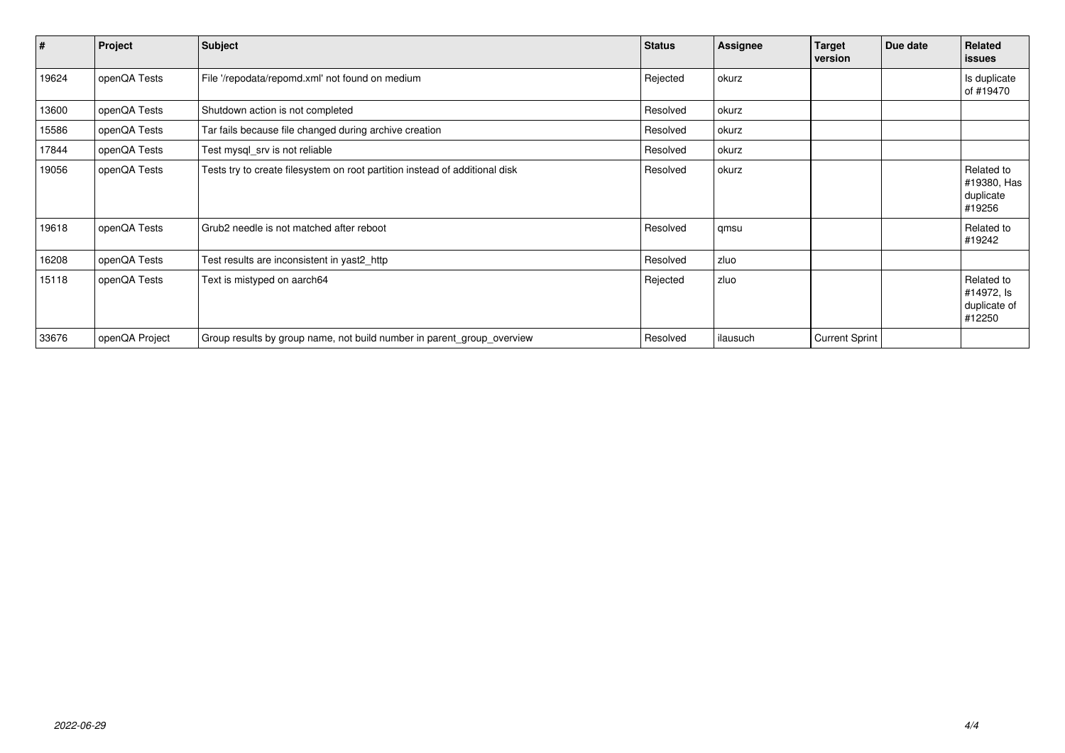| # | Project | Subject | Status | Assignee | Target version | Due date | Related issues |
|---|---|---|---|---|---|---|---|
| 19624 | openQA Tests | File '/repodata/repomd.xml' not found on medium | Rejected | okurz | | | Is duplicate of #19470 |
| 13600 | openQA Tests | Shutdown action is not completed | Resolved | okurz | | | |
| 15586 | openQA Tests | Tar fails because file changed during archive creation | Resolved | okurz | | | |
| 17844 | openQA Tests | Test mysql_srv is not reliable | Resolved | okurz | | | |
| 19056 | openQA Tests | Tests try to create filesystem on root partition instead of additional disk | Resolved | okurz | | | Related to #19380, Has duplicate #19256 |
| 19618 | openQA Tests | Grub2 needle is not matched after reboot | Resolved | qmsu | | | Related to #19242 |
| 16208 | openQA Tests | Test results are inconsistent in yast2_http | Resolved | zluo | | | |
| 15118 | openQA Tests | Text is mistyped on aarch64 | Rejected | zluo | | | Related to #14972, Is duplicate of #12250 |
| 33676 | openQA Project | Group results by group name, not build number in parent_group_overview | Resolved | ilausuch | Current Sprint | | |